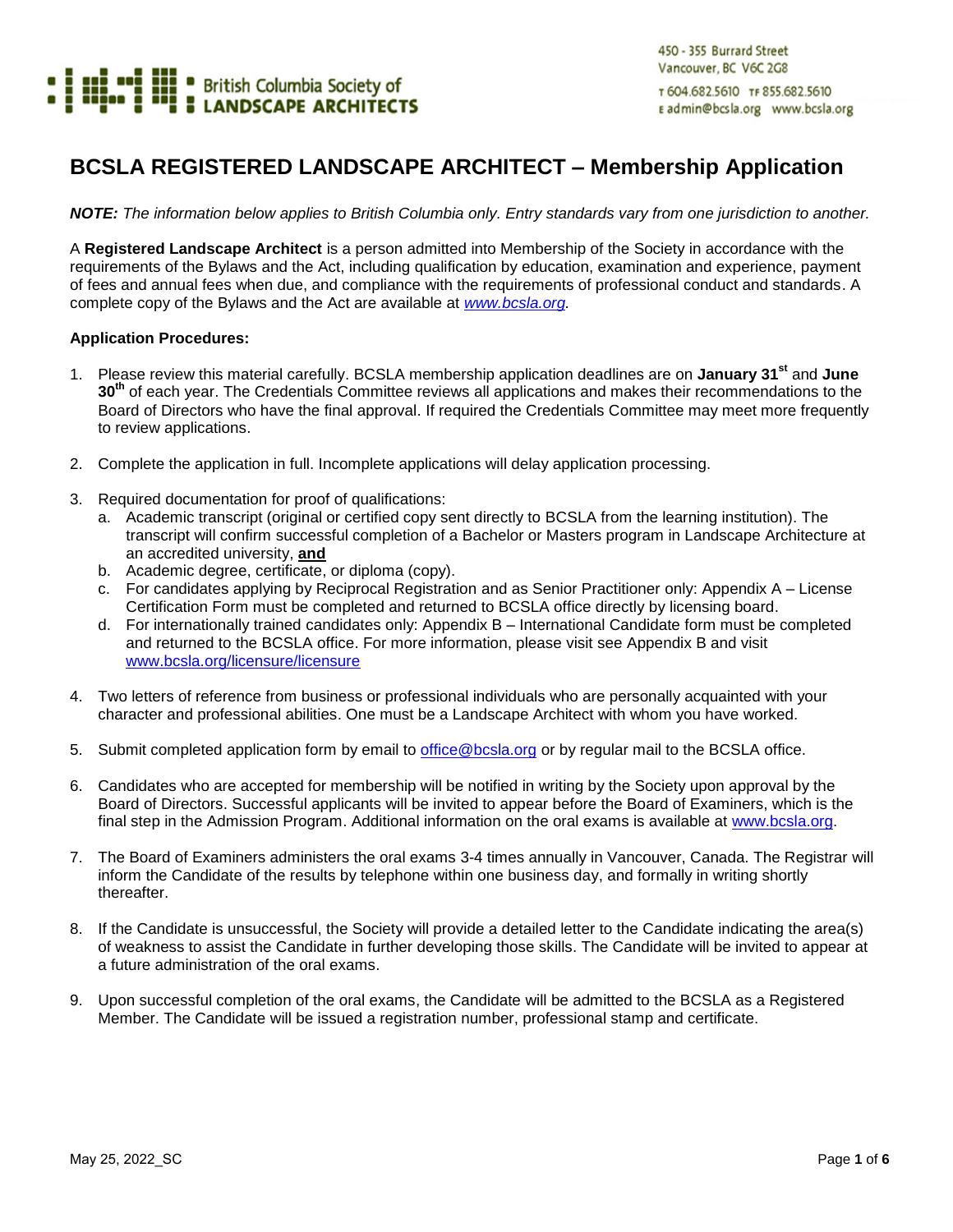British Columbia Society of LANDSCAPE ARCHITECTS

450 - 355 Burrard Street
Vancouver, BC V6C 2G8
T 604.682.5610 TF 855.682.5610
E admin@bcsla.org www.bcsla.org

# BCSLA REGISTERED LANDSCAPE ARCHITECT – Membership Application

***NOTE:*** *The information below applies to British Columbia only. Entry standards vary from one jurisdiction to another.*

A **Registered Landscape Architect** is a person admitted into Membership of the Society in accordance with the requirements of the Bylaws and the Act, including qualification by education, examination and experience, payment of fees and annual fees when due, and compliance with the requirements of professional conduct and standards. A complete copy of the Bylaws and the Act are available at *www.bcsla.org.*

**Application Procedures:**

1. Please review this material carefully. BCSLA membership application deadlines are on **January 31st** and **June 30th** of each year. The Credentials Committee reviews all applications and makes their recommendations to the Board of Directors who have the final approval. If required the Credentials Committee may meet more frequently to review applications.

2. Complete the application in full. Incomplete applications will delay application processing.

3. Required documentation for proof of qualifications:
   a. Academic transcript (original or certified copy sent directly to BCSLA from the learning institution). The transcript will confirm successful completion of a Bachelor or Masters program in Landscape Architecture at an accredited university, **and**
   b. Academic degree, certificate, or diploma (copy).
   c. For candidates applying by Reciprocal Registration and as Senior Practitioner only: Appendix A – License Certification Form must be completed and returned to BCSLA office directly by licensing board.
   d. For internationally trained candidates only: Appendix B – International Candidate form must be completed and returned to the BCSLA office. For more information, please visit see Appendix B and visit www.bcsla.org/licensure/licensure

4. Two letters of reference from business or professional individuals who are personally acquainted with your character and professional abilities. One must be a Landscape Architect with whom you have worked.

5. Submit completed application form by email to office@bcsla.org or by regular mail to the BCSLA office.

6. Candidates who are accepted for membership will be notified in writing by the Society upon approval by the Board of Directors. Successful applicants will be invited to appear before the Board of Examiners, which is the final step in the Admission Program. Additional information on the oral exams is available at www.bcsla.org.

7. The Board of Examiners administers the oral exams 3-4 times annually in Vancouver, Canada. The Registrar will inform the Candidate of the results by telephone within one business day, and formally in writing shortly thereafter.

8. If the Candidate is unsuccessful, the Society will provide a detailed letter to the Candidate indicating the area(s) of weakness to assist the Candidate in further developing those skills. The Candidate will be invited to appear at a future administration of the oral exams.

9. Upon successful completion of the oral exams, the Candidate will be admitted to the BCSLA as a Registered Member. The Candidate will be issued a registration number, professional stamp and certificate.

May 25, 2022_SC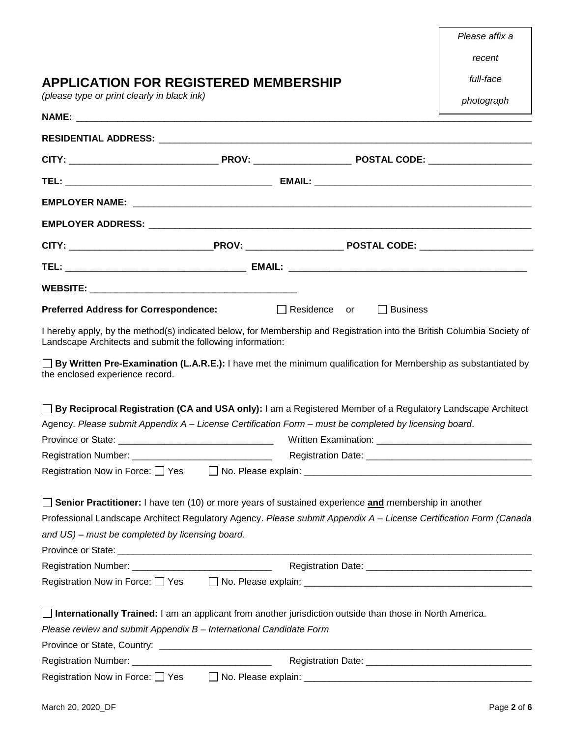Please affix a recent full-face photograph

# APPLICATION FOR REGISTERED MEMBERSHIP

*(please type or print clearly in black ink)*

**NAME:** ______________________________________________________________________________

**RESIDENTIAL ADDRESS:** ______________________________________________________________

**CITY:** ___________________________ **PROV:** __________________ **POSTAL CODE:** ___________________

**TEL:** ______________________________________ **EMAIL:** ________________________________________

**EMPLOYER NAME:** ____________________________________________________________________

**EMPLOYER ADDRESS:** _________________________________________________________________

**CITY:** ___________________________**PROV:** __________________ **POSTAL CODE:** _____________________

**TEL:** _________________________________ **EMAIL:** _____________________________________________

**WEBSITE:** _______________________________________

**Preferred Address for Correspondence:** ☐ Residence or ☐ Business

I hereby apply, by the method(s) indicated below, for Membership and Registration into the British Columbia Society of Landscape Architects and submit the following information:

☐ **By Written Pre-Examination (L.A.R.E.):** I have met the minimum qualification for Membership as substantiated by the enclosed experience record.

☐ **By Reciprocal Registration (CA and USA only):** I am a Registered Member of a Regulatory Landscape Architect Agency. *Please submit Appendix A – License Certification Form – must be completed by licensing board*.

Province or State: _____________________________ Written Examination: _____________________________

Registration Number: ___________________________ Registration Date: _______________________________

Registration Now in Force: ☐ Yes ☐ No. Please explain: ____________________________________________

☐ **Senior Practitioner:** I have ten (10) or more years of sustained experience **and** membership in another Professional Landscape Architect Regulatory Agency. *Please submit Appendix A – License Certification Form (Canada and US) – must be completed by licensing board*.

Province or State: ____________________________________________________________________________

Registration Number: ___________________________ Registration Date: _______________________________

Registration Now in Force: ☐ Yes ☐ No. Please explain: ____________________________________________

☐ **Internationally Trained:** I am an applicant from another jurisdiction outside than those in North America. *Please review and submit Appendix B – International Candidate Form*

Province or State, Country: ____________________________________________________________________

Registration Number: ___________________________ Registration Date: _______________________________

Registration Now in Force: ☐ Yes ☐ No. Please explain: ____________________________________________

March 20, 2020_DF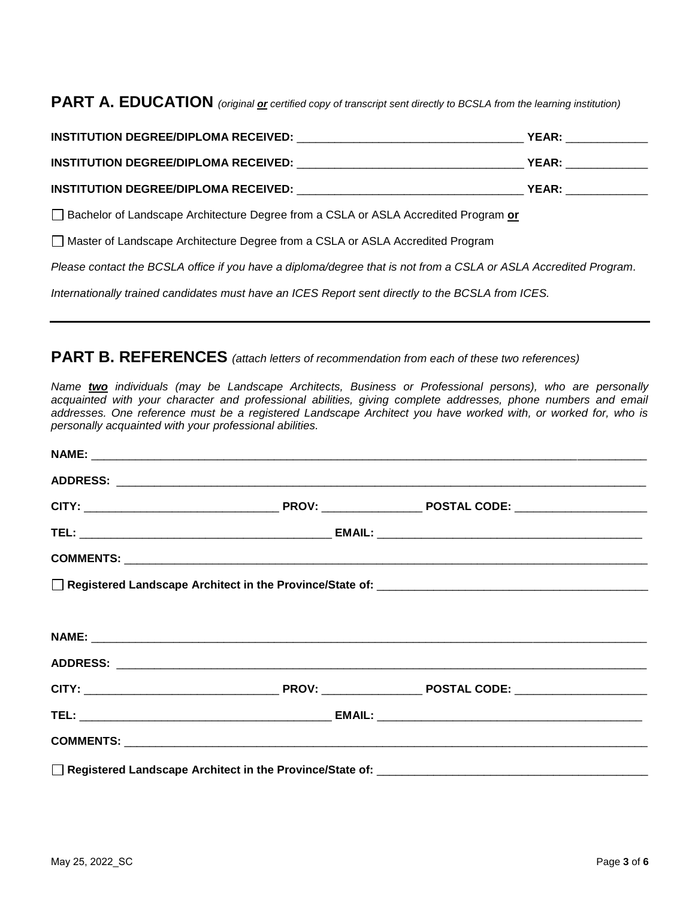## PART A. EDUCATION *(original **or** certified copy of transcript sent directly to BCSLA from the learning institution)*

**INSTITUTION DEGREE/DIPLOMA RECEIVED:** ____________________________________ **YEAR:** _____________

**INSTITUTION DEGREE/DIPLOMA RECEIVED:** ____________________________________ **YEAR:** _____________

**INSTITUTION DEGREE/DIPLOMA RECEIVED:** ____________________________________ **YEAR:** _____________

☐ Bachelor of Landscape Architecture Degree from a CSLA or ASLA Accredited Program **or**

☐ Master of Landscape Architecture Degree from a CSLA or ASLA Accredited Program

*Please contact the BCSLA office if you have a diploma/degree that is not from a CSLA or ASLA Accredited Program.*

*Internationally trained candidates must have an ICES Report sent directly to the BCSLA from ICES.*

---

## PART B. REFERENCES *(attach letters of recommendation from each of these two references)*

*Name **two** individuals (may be Landscape Architects, Business or Professional persons), who are personally acquainted with your character and professional abilities, giving complete addresses, phone numbers and email addresses. One reference must be a registered Landscape Architect you have worked with, or worked for, who is personally acquainted with your professional abilities.*

**NAME:** ________________________________________________________________________________________

**ADDRESS:** _____________________________________________________________________________________

**CITY:** ______________________________ **PROV:** _______________ **POSTAL CODE:** ____________________

**TEL:** _______________________________________ **EMAIL:** ________________________________________

**COMMENTS:** ___________________________________________________________________________________

☐ **Registered Landscape Architect in the Province/State of:** __________________________________________

**NAME:** ________________________________________________________________________________________

**ADDRESS:** _____________________________________________________________________________________

**CITY:** ______________________________ **PROV:** _______________ **POSTAL CODE:** ____________________

**TEL:** _______________________________________ **EMAIL:** ________________________________________

**COMMENTS:** ___________________________________________________________________________________

☐ **Registered Landscape Architect in the Province/State of:** __________________________________________

May 25, 2022_SC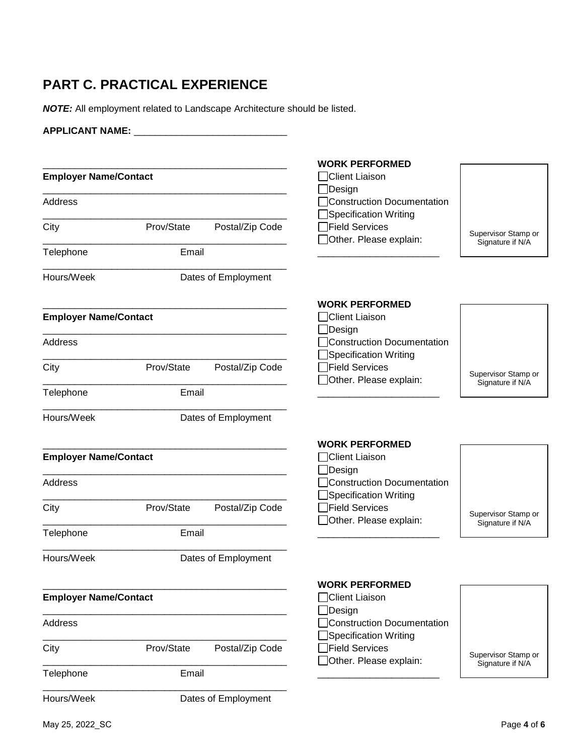# PART C. PRACTICAL EXPERIENCE

***NOTE:*** All employment related to Landscape Architecture should be listed.

**APPLICANT NAME:** ____________________________

______________________________________________
**Employer Name/Contact**
______________________________________________
Address
______________________________________________
City Prov/State Postal/Zip Code
______________________________________________
Telephone Email
______________________________________________
Hours/Week Dates of Employment

**WORK PERFORMED**

- ☐ Client Liaison
- ☐ Design
- ☐ Construction Documentation
- ☐ Specification Writing
- ☐ Field Services
- ☐ Other. Please explain:

______________________

Supervisor Stamp or Signature if N/A

______________________________________________
**Employer Name/Contact**
______________________________________________
Address
______________________________________________
City Prov/State Postal/Zip Code
______________________________________________
Telephone Email
______________________________________________
Hours/Week Dates of Employment

**WORK PERFORMED**

- ☐ Client Liaison
- ☐ Design
- ☐ Construction Documentation
- ☐ Specification Writing
- ☐ Field Services
- ☐ Other. Please explain:

______________________

Supervisor Stamp or Signature if N/A

______________________________________________
**Employer Name/Contact**
______________________________________________
Address
______________________________________________
City Prov/State Postal/Zip Code
______________________________________________
Telephone Email
______________________________________________
Hours/Week Dates of Employment

**WORK PERFORMED**

- ☐ Client Liaison
- ☐ Design
- ☐ Construction Documentation
- ☐ Specification Writing
- ☐ Field Services
- ☐ Other. Please explain:

______________________

Supervisor Stamp or Signature if N/A

______________________________________________
**Employer Name/Contact**
______________________________________________
Address
______________________________________________
City Prov/State Postal/Zip Code
______________________________________________
Telephone Email
______________________________________________
Hours/Week Dates of Employment

**WORK PERFORMED**

- ☐ Client Liaison
- ☐ Design
- ☐ Construction Documentation
- ☐ Specification Writing
- ☐ Field Services
- ☐ Other. Please explain:

______________________

Supervisor Stamp or Signature if N/A

May 25, 2022_SC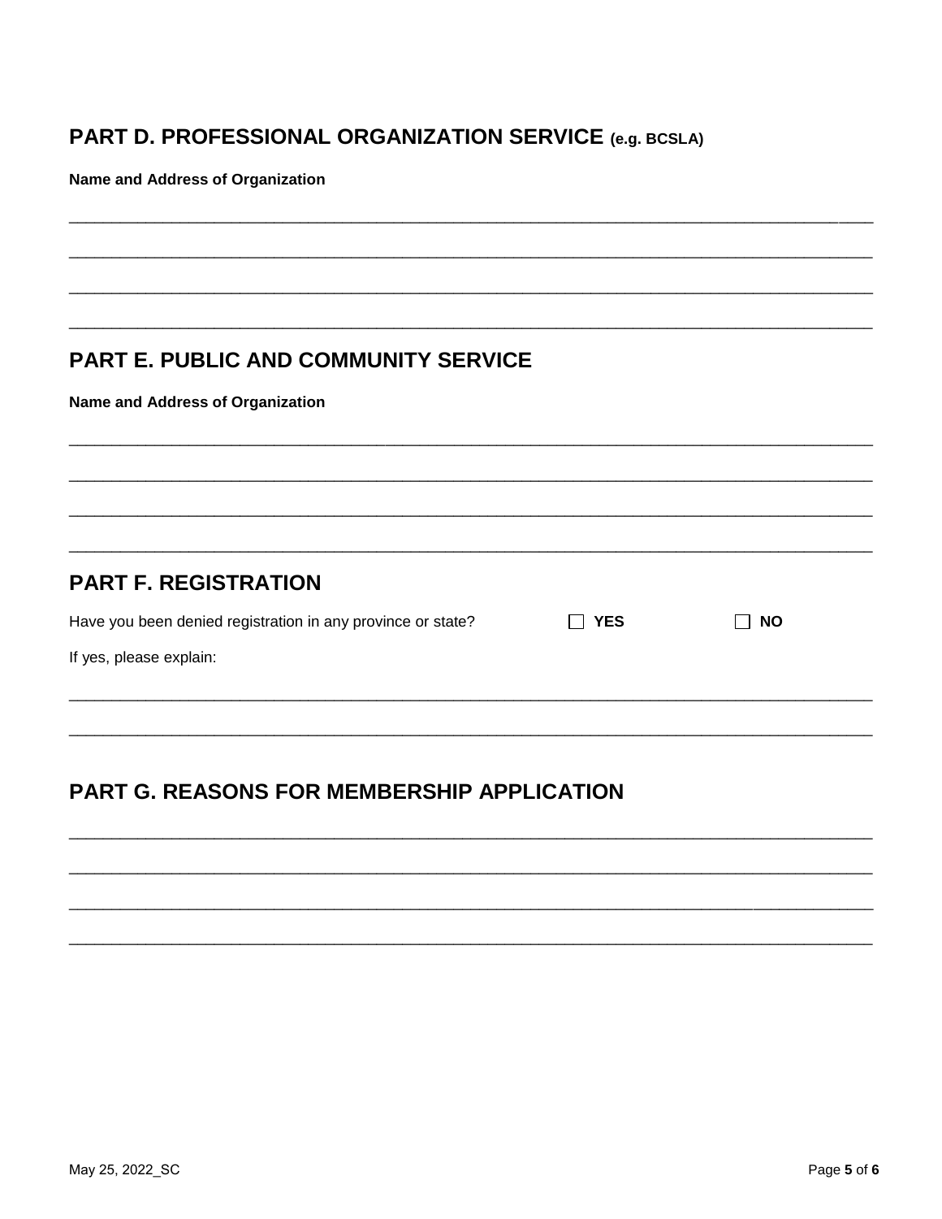## PART D. PROFESSIONAL ORGANIZATION SERVICE (e.g. BCSLA)

**Name and Address of Organization**

\_\_\_\_\_\_\_\_\_\_\_\_\_\_\_\_\_\_\_\_\_\_\_\_\_\_\_\_\_\_\_\_\_\_\_\_\_\_\_\_\_\_\_\_\_\_\_\_\_\_\_\_\_\_\_\_\_\_\_\_\_\_\_\_\_\_\_\_\_\_\_\_

\_\_\_\_\_\_\_\_\_\_\_\_\_\_\_\_\_\_\_\_\_\_\_\_\_\_\_\_\_\_\_\_\_\_\_\_\_\_\_\_\_\_\_\_\_\_\_\_\_\_\_\_\_\_\_\_\_\_\_\_\_\_\_\_\_\_\_\_\_\_\_\_

\_\_\_\_\_\_\_\_\_\_\_\_\_\_\_\_\_\_\_\_\_\_\_\_\_\_\_\_\_\_\_\_\_\_\_\_\_\_\_\_\_\_\_\_\_\_\_\_\_\_\_\_\_\_\_\_\_\_\_\_\_\_\_\_\_\_\_\_\_\_\_\_

\_\_\_\_\_\_\_\_\_\_\_\_\_\_\_\_\_\_\_\_\_\_\_\_\_\_\_\_\_\_\_\_\_\_\_\_\_\_\_\_\_\_\_\_\_\_\_\_\_\_\_\_\_\_\_\_\_\_\_\_\_\_\_\_\_\_\_\_\_\_\_\_

## PART E. PUBLIC AND COMMUNITY SERVICE

**Name and Address of Organization**

\_\_\_\_\_\_\_\_\_\_\_\_\_\_\_\_\_\_\_\_\_\_\_\_\_\_\_\_\_\_\_\_\_\_\_\_\_\_\_\_\_\_\_\_\_\_\_\_\_\_\_\_\_\_\_\_\_\_\_\_\_\_\_\_\_\_\_\_\_\_\_\_

\_\_\_\_\_\_\_\_\_\_\_\_\_\_\_\_\_\_\_\_\_\_\_\_\_\_\_\_\_\_\_\_\_\_\_\_\_\_\_\_\_\_\_\_\_\_\_\_\_\_\_\_\_\_\_\_\_\_\_\_\_\_\_\_\_\_\_\_\_\_\_\_

\_\_\_\_\_\_\_\_\_\_\_\_\_\_\_\_\_\_\_\_\_\_\_\_\_\_\_\_\_\_\_\_\_\_\_\_\_\_\_\_\_\_\_\_\_\_\_\_\_\_\_\_\_\_\_\_\_\_\_\_\_\_\_\_\_\_\_\_\_\_\_\_

\_\_\_\_\_\_\_\_\_\_\_\_\_\_\_\_\_\_\_\_\_\_\_\_\_\_\_\_\_\_\_\_\_\_\_\_\_\_\_\_\_\_\_\_\_\_\_\_\_\_\_\_\_\_\_\_\_\_\_\_\_\_\_\_\_\_\_\_\_\_\_\_

## PART F. REGISTRATION

Have you been denied registration in any province or state? ☐ **YES** ☐ **NO**

If yes, please explain:

\_\_\_\_\_\_\_\_\_\_\_\_\_\_\_\_\_\_\_\_\_\_\_\_\_\_\_\_\_\_\_\_\_\_\_\_\_\_\_\_\_\_\_\_\_\_\_\_\_\_\_\_\_\_\_\_\_\_\_\_\_\_\_\_\_\_\_\_\_\_\_\_

\_\_\_\_\_\_\_\_\_\_\_\_\_\_\_\_\_\_\_\_\_\_\_\_\_\_\_\_\_\_\_\_\_\_\_\_\_\_\_\_\_\_\_\_\_\_\_\_\_\_\_\_\_\_\_\_\_\_\_\_\_\_\_\_\_\_\_\_\_\_\_\_

## PART G. REASONS FOR MEMBERSHIP APPLICATION

\_\_\_\_\_\_\_\_\_\_\_\_\_\_\_\_\_\_\_\_\_\_\_\_\_\_\_\_\_\_\_\_\_\_\_\_\_\_\_\_\_\_\_\_\_\_\_\_\_\_\_\_\_\_\_\_\_\_\_\_\_\_\_\_\_\_\_\_\_\_\_\_

\_\_\_\_\_\_\_\_\_\_\_\_\_\_\_\_\_\_\_\_\_\_\_\_\_\_\_\_\_\_\_\_\_\_\_\_\_\_\_\_\_\_\_\_\_\_\_\_\_\_\_\_\_\_\_\_\_\_\_\_\_\_\_\_\_\_\_\_\_\_\_\_

\_\_\_\_\_\_\_\_\_\_\_\_\_\_\_\_\_\_\_\_\_\_\_\_\_\_\_\_\_\_\_\_\_\_\_\_\_\_\_\_\_\_\_\_\_\_\_\_\_\_\_\_\_\_\_\_\_\_\_\_\_\_\_\_\_\_\_\_\_\_\_\_

\_\_\_\_\_\_\_\_\_\_\_\_\_\_\_\_\_\_\_\_\_\_\_\_\_\_\_\_\_\_\_\_\_\_\_\_\_\_\_\_\_\_\_\_\_\_\_\_\_\_\_\_\_\_\_\_\_\_\_\_\_\_\_\_\_\_\_\_\_\_\_\_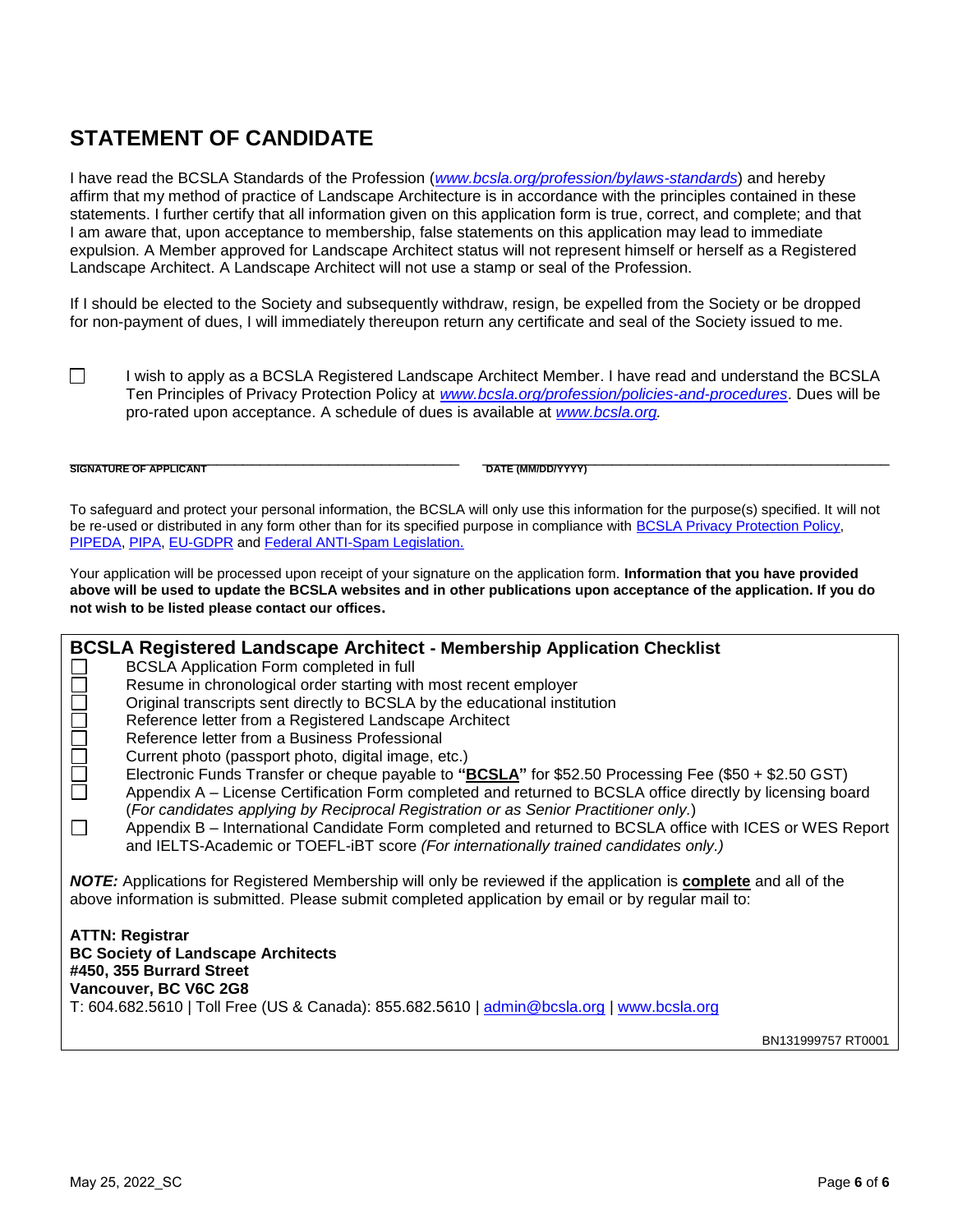## STATEMENT OF CANDIDATE

I have read the BCSLA Standards of the Profession (*www.bcsla.org/profession/bylaws-standards*) and hereby affirm that my method of practice of Landscape Architecture is in accordance with the principles contained in these statements. I further certify that all information given on this application form is true, correct, and complete; and that I am aware that, upon acceptance to membership, false statements on this application may lead to immediate expulsion. A Member approved for Landscape Architect status will not represent himself or herself as a Registered Landscape Architect. A Landscape Architect will not use a stamp or seal of the Profession.

If I should be elected to the Society and subsequently withdraw, resign, be expelled from the Society or be dropped for non-payment of dues, I will immediately thereupon return any certificate and seal of the Society issued to me.

☐ I wish to apply as a BCSLA Registered Landscape Architect Member. I have read and understand the BCSLA Ten Principles of Privacy Protection Policy at *www.bcsla.org/profession/policies-and-procedures*. Dues will be pro-rated upon acceptance. A schedule of dues is available at *www.bcsla.org.*

______________________________ SIGNATURE OF APPLICANT

______________________________ DATE (MM/DD/YYYY)

To safeguard and protect your personal information, the BCSLA will only use this information for the purpose(s) specified. It will not be re-used or distributed in any form other than for its specified purpose in compliance with BCSLA Privacy Protection Policy, PIPEDA, PIPA, EU-GDPR and Federal ANTI-Spam Legislation.

Your application will be processed upon receipt of your signature on the application form. **Information that you have provided above will be used to update the BCSLA websites and in other publications upon acceptance of the application. If you do not wish to be listed please contact our offices.**

### BCSLA Registered Landscape Architect - Membership Application Checklist

- ☐ BCSLA Application Form completed in full
- ☐ Resume in chronological order starting with most recent employer
- ☐ Original transcripts sent directly to BCSLA by the educational institution
- ☐ Reference letter from a Registered Landscape Architect
- ☐ Reference letter from a Business Professional
- ☐ Current photo (passport photo, digital image, etc.)
- ☐ Electronic Funds Transfer or cheque payable to **"BCSLA"** for $52.50 Processing Fee ($50 + $2.50 GST)
- ☐ Appendix A – License Certification Form completed and returned to BCSLA office directly by licensing board (*For candidates applying by Reciprocal Registration or as Senior Practitioner only.*)
- ☐ Appendix B – International Candidate Form completed and returned to BCSLA office with ICES or WES Report and IELTS-Academic or TOEFL-iBT score *(For internationally trained candidates only.)*

***NOTE:*** Applications for Registered Membership will only be reviewed if the application is **complete** and all of the above information is submitted. Please submit completed application by email or by regular mail to:

**ATTN: Registrar**
**BC Society of Landscape Architects**
**#450, 355 Burrard Street**
**Vancouver, BC V6C 2G8**
T: 604.682.5610 | Toll Free (US & Canada): 855.682.5610 | admin@bcsla.org | www.bcsla.org

BN131999757 RT0001

May 25, 2022_SC